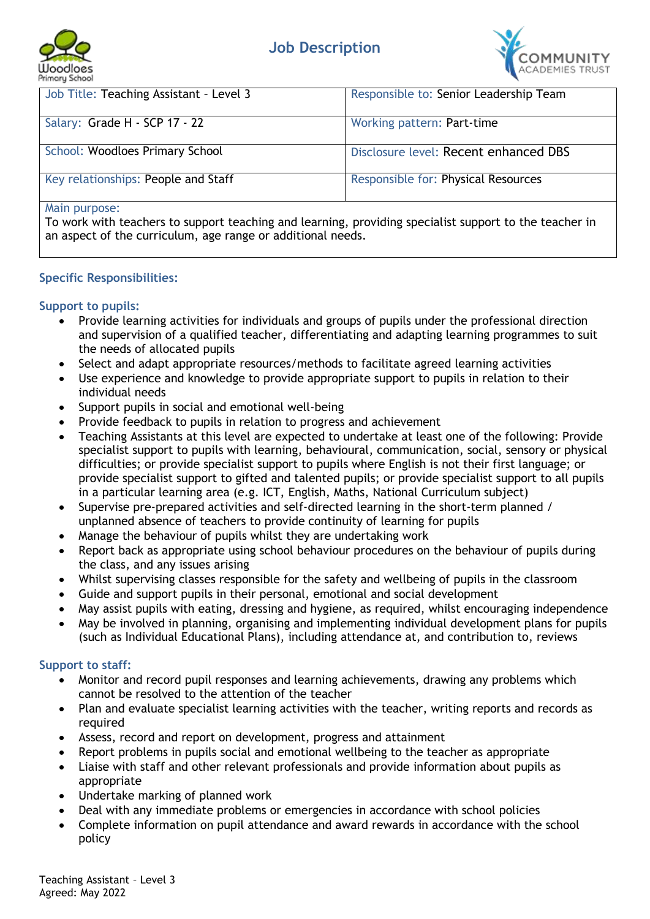# Job Description

| Job Title: Teaching Assistant – Level 3 | Responsible to: Senior Leadership Team |
|---|---|
| Salary: Grade H - SCP 17 - 22 | Working pattern: Part-time |
| School: Woodloes Primary School | Disclosure level: Recent enhanced DBS |
| Key relationships: People and Staff | Responsible for: Physical Resources |

**Main purpose:**
To work with teachers to support teaching and learning, providing specialist support to the teacher in an aspect of the curriculum, age range or additional needs.

## Specific Responsibilities:

### Support to pupils:

- Provide learning activities for individuals and groups of pupils under the professional direction and supervision of a qualified teacher, differentiating and adapting learning programmes to suit the needs of allocated pupils
- Select and adapt appropriate resources/methods to facilitate agreed learning activities
- Use experience and knowledge to provide appropriate support to pupils in relation to their individual needs
- Support pupils in social and emotional well-being
- Provide feedback to pupils in relation to progress and achievement
- Teaching Assistants at this level are expected to undertake at least one of the following: Provide specialist support to pupils with learning, behavioural, communication, social, sensory or physical difficulties; or provide specialist support to pupils where English is not their first language; or provide specialist support to gifted and talented pupils; or provide specialist support to all pupils in a particular learning area (e.g. ICT, English, Maths, National Curriculum subject)
- Supervise pre-prepared activities and self-directed learning in the short-term planned / unplanned absence of teachers to provide continuity of learning for pupils
- Manage the behaviour of pupils whilst they are undertaking work
- Report back as appropriate using school behaviour procedures on the behaviour of pupils during the class, and any issues arising
- Whilst supervising classes responsible for the safety and wellbeing of pupils in the classroom
- Guide and support pupils in their personal, emotional and social development
- May assist pupils with eating, dressing and hygiene, as required, whilst encouraging independence
- May be involved in planning, organising and implementing individual development plans for pupils (such as Individual Educational Plans), including attendance at, and contribution to, reviews

### Support to staff:

- Monitor and record pupil responses and learning achievements, drawing any problems which cannot be resolved to the attention of the teacher
- Plan and evaluate specialist learning activities with the teacher, writing reports and records as required
- Assess, record and report on development, progress and attainment
- Report problems in pupils social and emotional wellbeing to the teacher as appropriate
- Liaise with staff and other relevant professionals and provide information about pupils as appropriate
- Undertake marking of planned work
- Deal with any immediate problems or emergencies in accordance with school policies
- Complete information on pupil attendance and award rewards in accordance with the school policy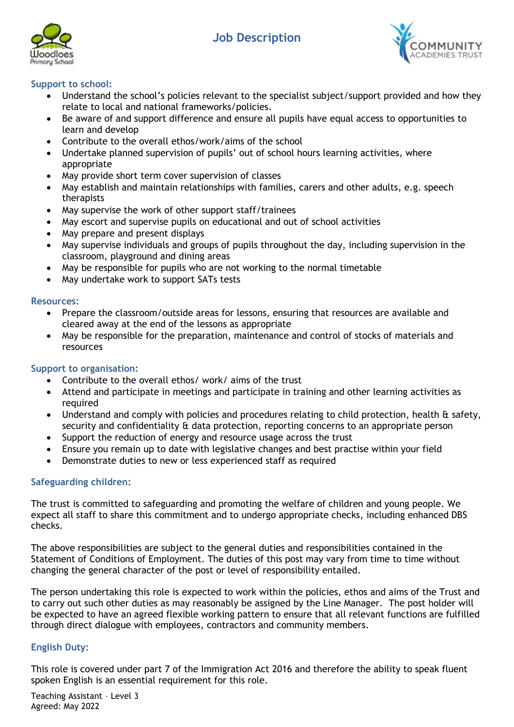## Support to school:

- Understand the school's policies relevant to the specialist subject/support provided and how they relate to local and national frameworks/policies.
- Be aware of and support difference and ensure all pupils have equal access to opportunities to learn and develop
- Contribute to the overall ethos/work/aims of the school
- Undertake planned supervision of pupils' out of school hours learning activities, where appropriate
- May provide short term cover supervision of classes
- May establish and maintain relationships with families, carers and other adults, e.g. speech therapists
- May supervise the work of other support staff/trainees
- May escort and supervise pupils on educational and out of school activities
- May prepare and present displays
- May supervise individuals and groups of pupils throughout the day, including supervision in the classroom, playground and dining areas
- May be responsible for pupils who are not working to the normal timetable
- May undertake work to support SATs tests

## Resources:

- Prepare the classroom/outside areas for lessons, ensuring that resources are available and cleared away at the end of the lessons as appropriate
- May be responsible for the preparation, maintenance and control of stocks of materials and resources

## Support to organisation:

- Contribute to the overall ethos/ work/ aims of the trust
- Attend and participate in meetings and participate in training and other learning activities as required
- Understand and comply with policies and procedures relating to child protection, health & safety, security and confidentiality & data protection, reporting concerns to an appropriate person
- Support the reduction of energy and resource usage across the trust
- Ensure you remain up to date with legislative changes and best practise within your field
- Demonstrate duties to new or less experienced staff as required

## Safeguarding children:

The trust is committed to safeguarding and promoting the welfare of children and young people. We expect all staff to share this commitment and to undergo appropriate checks, including enhanced DBS checks.

The above responsibilities are subject to the general duties and responsibilities contained in the Statement of Conditions of Employment. The duties of this post may vary from time to time without changing the general character of the post or level of responsibility entailed.

The person undertaking this role is expected to work within the policies, ethos and aims of the Trust and to carry out such other duties as may reasonably be assigned by the Line Manager. The post holder will be expected to have an agreed flexible working pattern to ensure that all relevant functions are fulfilled through direct dialogue with employees, contractors and community members.

## English Duty:

This role is covered under part 7 of the Immigration Act 2016 and therefore the ability to speak fluent spoken English is an essential requirement for this role.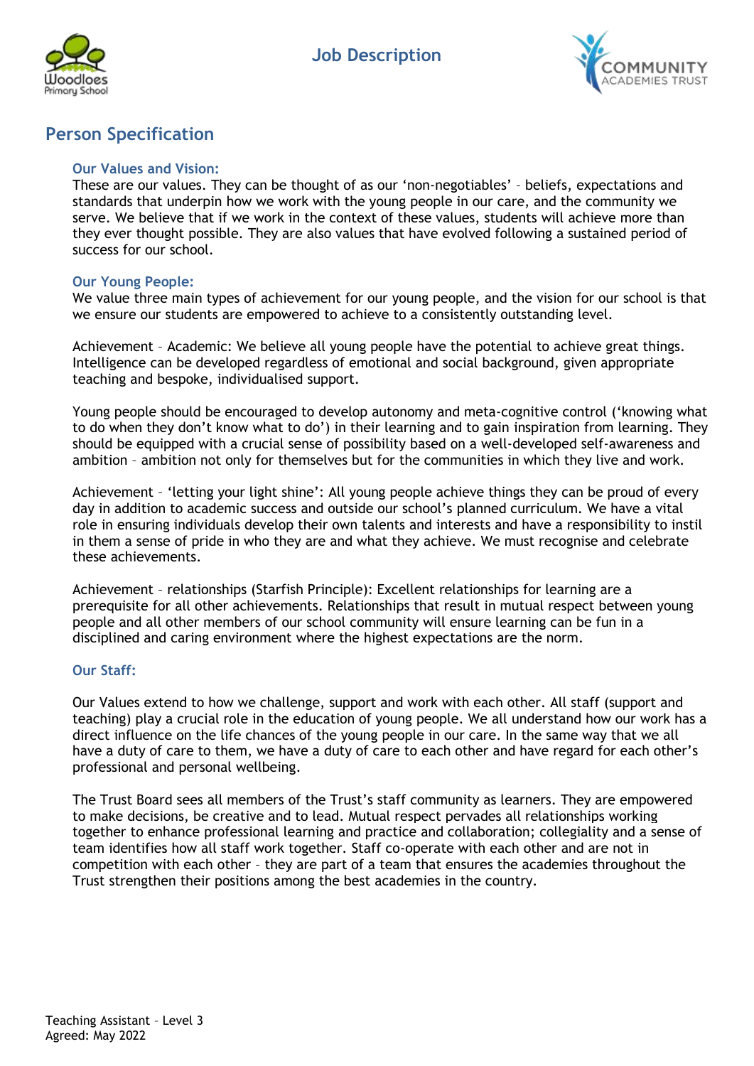# Job Description

## Person Specification

### Our Values and Vision:

These are our values. They can be thought of as our 'non-negotiables' – beliefs, expectations and standards that underpin how we work with the young people in our care, and the community we serve. We believe that if we work in the context of these values, students will achieve more than they ever thought possible. They are also values that have evolved following a sustained period of success for our school.

### Our Young People:

We value three main types of achievement for our young people, and the vision for our school is that we ensure our students are empowered to achieve to a consistently outstanding level.

Achievement – Academic: We believe all young people have the potential to achieve great things. Intelligence can be developed regardless of emotional and social background, given appropriate teaching and bespoke, individualised support.

Young people should be encouraged to develop autonomy and meta-cognitive control ('knowing what to do when they don't know what to do') in their learning and to gain inspiration from learning. They should be equipped with a crucial sense of possibility based on a well-developed self-awareness and ambition – ambition not only for themselves but for the communities in which they live and work.

Achievement – 'letting your light shine': All young people achieve things they can be proud of every day in addition to academic success and outside our school's planned curriculum. We have a vital role in ensuring individuals develop their own talents and interests and have a responsibility to instil in them a sense of pride in who they are and what they achieve. We must recognise and celebrate these achievements.

Achievement – relationships (Starfish Principle): Excellent relationships for learning are a prerequisite for all other achievements. Relationships that result in mutual respect between young people and all other members of our school community will ensure learning can be fun in a disciplined and caring environment where the highest expectations are the norm.

### Our Staff:

Our Values extend to how we challenge, support and work with each other. All staff (support and teaching) play a crucial role in the education of young people. We all understand how our work has a direct influence on the life chances of the young people in our care. In the same way that we all have a duty of care to them, we have a duty of care to each other and have regard for each other's professional and personal wellbeing.

The Trust Board sees all members of the Trust's staff community as learners. They are empowered to make decisions, be creative and to lead. Mutual respect pervades all relationships working together to enhance professional learning and practice and collaboration; collegiality and a sense of team identifies how all staff work together. Staff co-operate with each other and are not in competition with each other – they are part of a team that ensures the academies throughout the Trust strengthen their positions among the best academies in the country.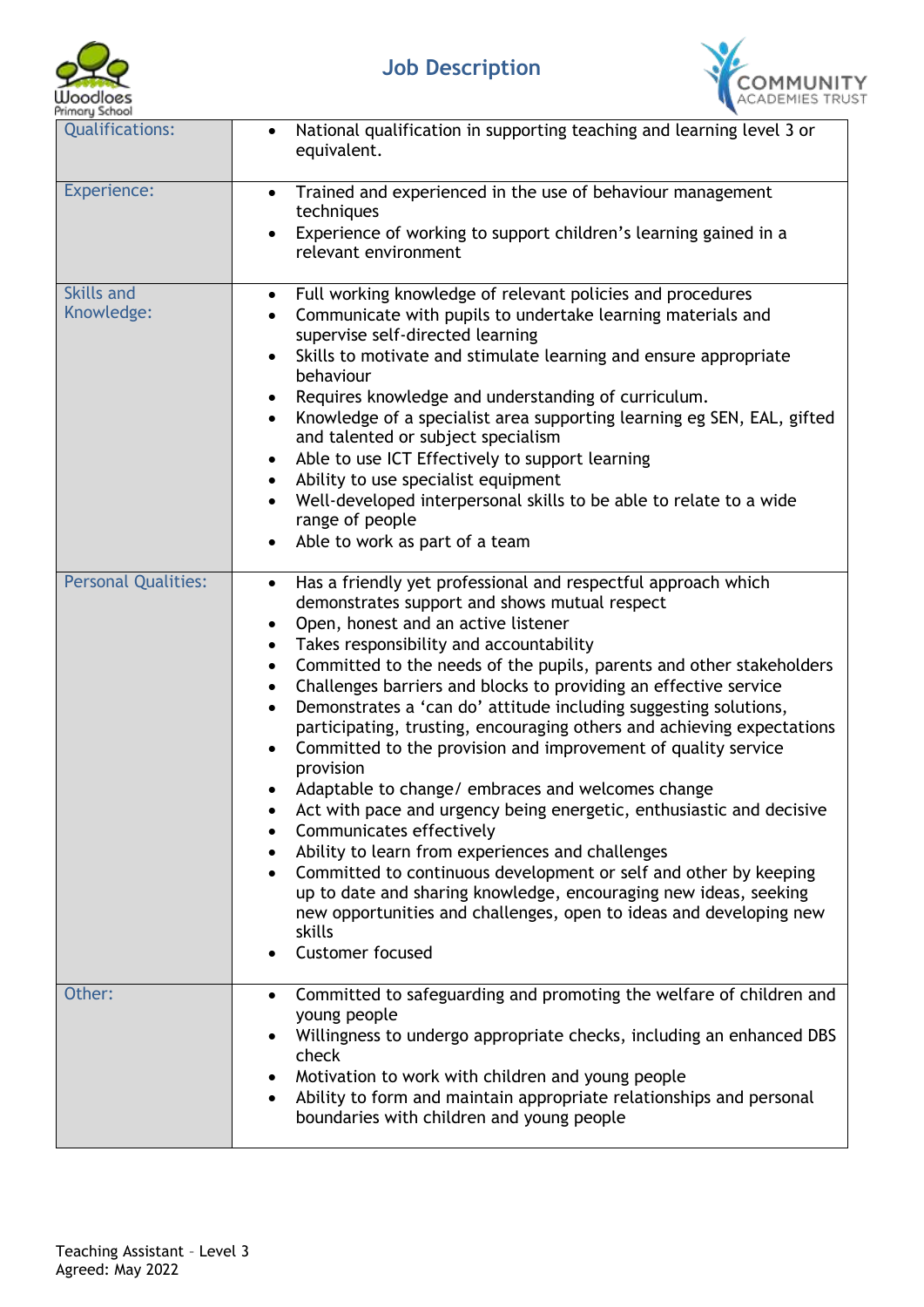| | |
|---|---|
| Qualifications: | • National qualification in supporting teaching and learning level 3 or equivalent. |
| Experience: | • Trained and experienced in the use of behaviour management techniques<br>• Experience of working to support children's learning gained in a relevant environment |
| Skills and Knowledge: | • Full working knowledge of relevant policies and procedures<br>• Communicate with pupils to undertake learning materials and supervise self-directed learning<br>• Skills to motivate and stimulate learning and ensure appropriate behaviour<br>• Requires knowledge and understanding of curriculum.<br>• Knowledge of a specialist area supporting learning eg SEN, EAL, gifted and talented or subject specialism<br>• Able to use ICT Effectively to support learning<br>• Ability to use specialist equipment<br>• Well-developed interpersonal skills to be able to relate to a wide range of people<br>• Able to work as part of a team |
| Personal Qualities: | • Has a friendly yet professional and respectful approach which demonstrates support and shows mutual respect<br>• Open, honest and an active listener<br>• Takes responsibility and accountability<br>• Committed to the needs of the pupils, parents and other stakeholders<br>• Challenges barriers and blocks to providing an effective service<br>• Demonstrates a 'can do' attitude including suggesting solutions, participating, trusting, encouraging others and achieving expectations<br>• Committed to the provision and improvement of quality service provision<br>• Adaptable to change/ embraces and welcomes change<br>• Act with pace and urgency being energetic, enthusiastic and decisive<br>• Communicates effectively<br>• Ability to learn from experiences and challenges<br>• Committed to continuous development or self and other by keeping up to date and sharing knowledge, encouraging new ideas, seeking new opportunities and challenges, open to ideas and developing new skills<br>• Customer focused |
| Other: | • Committed to safeguarding and promoting the welfare of children and young people<br>• Willingness to undergo appropriate checks, including an enhanced DBS check<br>• Motivation to work with children and young people<br>• Ability to form and maintain appropriate relationships and personal boundaries with children and young people |